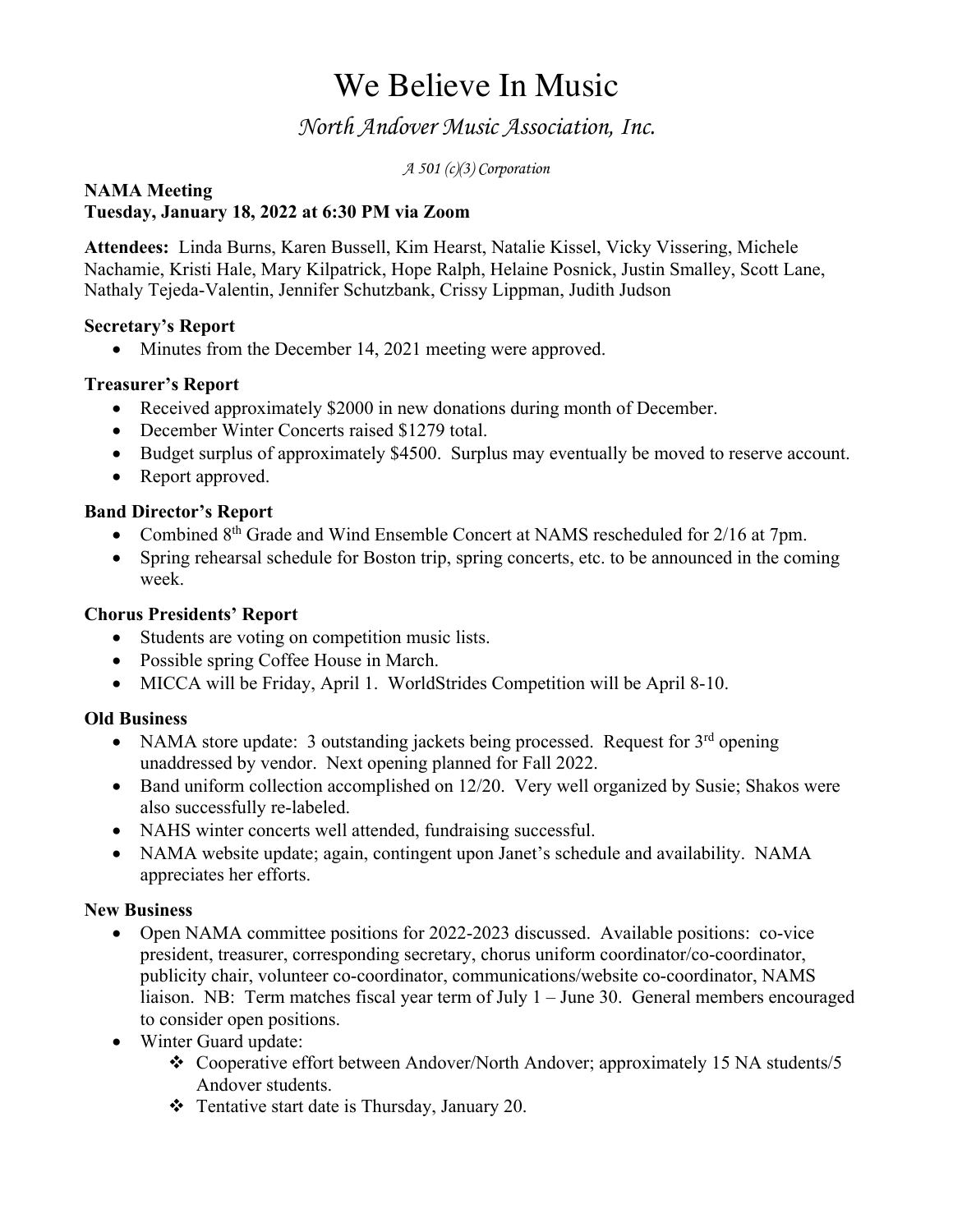# We Believe In Music

## *North Andover Music Association, Inc.*

*A 501 (c)(3) Corporation*

**NAMA Meeting**
**Tuesday, January 18, 2022 at 6:30 PM via Zoom**

**Attendees:** Linda Burns, Karen Bussell, Kim Hearst, Natalie Kissel, Vicky Vissering, Michele Nachamie, Kristi Hale, Mary Kilpatrick, Hope Ralph, Helaine Posnick, Justin Smalley, Scott Lane, Nathaly Tejeda-Valentin, Jennifer Schutzbank, Crissy Lippman, Judith Judson

**Secretary's Report**

- Minutes from the December 14, 2021 meeting were approved.

**Treasurer's Report**

- Received approximately $2000 in new donations during month of December.
- December Winter Concerts raised $1279 total.
- Budget surplus of approximately $4500. Surplus may eventually be moved to reserve account.
- Report approved.

**Band Director's Report**

- Combined 8th Grade and Wind Ensemble Concert at NAMS rescheduled for 2/16 at 7pm.
- Spring rehearsal schedule for Boston trip, spring concerts, etc. to be announced in the coming week.

**Chorus Presidents' Report**

- Students are voting on competition music lists.
- Possible spring Coffee House in March.
- MICCA will be Friday, April 1. WorldStrides Competition will be April 8-10.

**Old Business**

- NAMA store update: 3 outstanding jackets being processed. Request for 3rd opening unaddressed by vendor. Next opening planned for Fall 2022.
- Band uniform collection accomplished on 12/20. Very well organized by Susie; Shakos were also successfully re-labeled.
- NAHS winter concerts well attended, fundraising successful.
- NAMA website update; again, contingent upon Janet's schedule and availability. NAMA appreciates her efforts.

**New Business**

- Open NAMA committee positions for 2022-2023 discussed. Available positions: co-vice president, treasurer, corresponding secretary, chorus uniform coordinator/co-coordinator, publicity chair, volunteer co-coordinator, communications/website co-coordinator, NAMS liaison. NB: Term matches fiscal year term of July 1 – June 30. General members encouraged to consider open positions.
- Winter Guard update:
  - Cooperative effort between Andover/North Andover; approximately 15 NA students/5 Andover students.
  - Tentative start date is Thursday, January 20.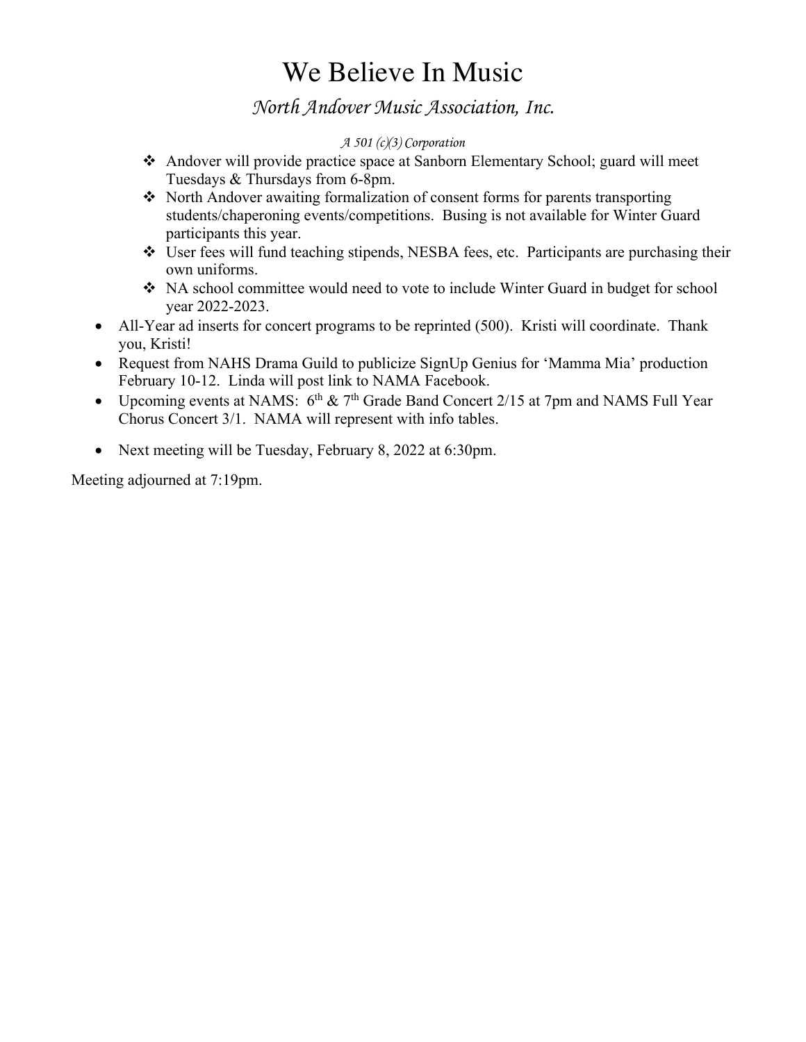# We Believe In Music

*North Andover Music Association, Inc.*

*A 501 (c)(3) Corporation*

- Andover will provide practice space at Sanborn Elementary School; guard will meet Tuesdays & Thursdays from 6-8pm.
- North Andover awaiting formalization of consent forms for parents transporting students/chaperoning events/competitions. Busing is not available for Winter Guard participants this year.
- User fees will fund teaching stipends, NESBA fees, etc. Participants are purchasing their own uniforms.
- NA school committee would need to vote to include Winter Guard in budget for school year 2022-2023.

- All-Year ad inserts for concert programs to be reprinted (500). Kristi will coordinate. Thank you, Kristi!
- Request from NAHS Drama Guild to publicize SignUp Genius for 'Mamma Mia' production February 10-12. Linda will post link to NAMA Facebook.
- Upcoming events at NAMS: 6th & 7th Grade Band Concert 2/15 at 7pm and NAMS Full Year Chorus Concert 3/1. NAMA will represent with info tables.
- Next meeting will be Tuesday, February 8, 2022 at 6:30pm.

Meeting adjourned at 7:19pm.